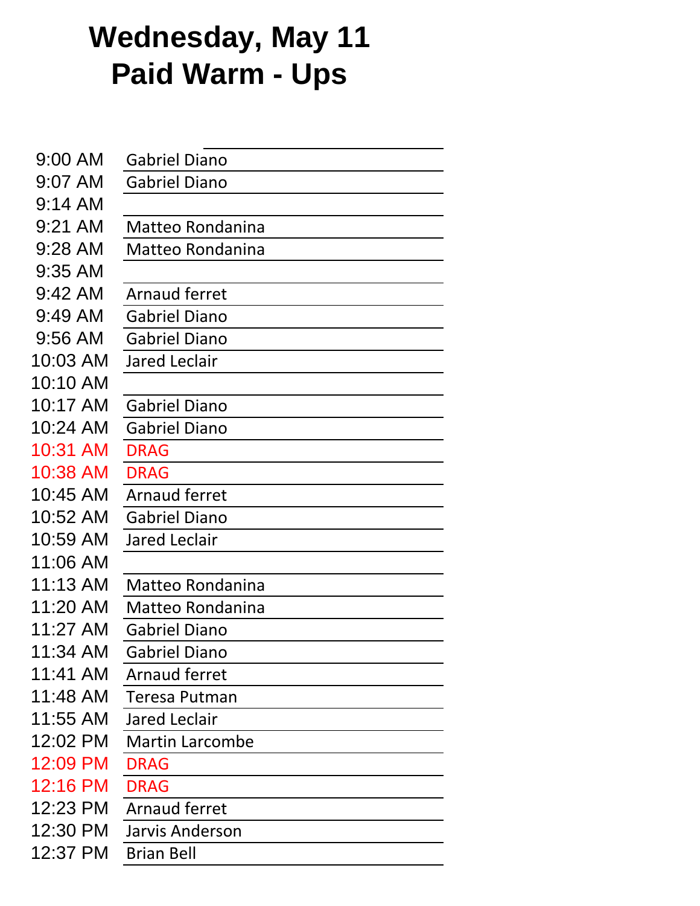# Wednesday, May 11
# Paid Warm - Ups

| | |
|---|---|
| 9:00 AM | Gabriel Diano |
| 9:07 AM | Gabriel Diano |
| 9:14 AM | |
| 9:21 AM | Matteo Rondanina |
| 9:28 AM | Matteo Rondanina |
| 9:35 AM | |
| 9:42 AM | Arnaud ferret |
| 9:49 AM | Gabriel Diano |
| 9:56 AM | Gabriel Diano |
| 10:03 AM | Jared Leclair |
| 10:10 AM | |
| 10:17 AM | Gabriel Diano |
| 10:24 AM | Gabriel Diano |
| 10:31 AM | DRAG |
| 10:38 AM | DRAG |
| 10:45 AM | Arnaud ferret |
| 10:52 AM | Gabriel Diano |
| 10:59 AM | Jared Leclair |
| 11:06 AM | |
| 11:13 AM | Matteo Rondanina |
| 11:20 AM | Matteo Rondanina |
| 11:27 AM | Gabriel Diano |
| 11:34 AM | Gabriel Diano |
| 11:41 AM | Arnaud ferret |
| 11:48 AM | Teresa Putman |
| 11:55 AM | Jared Leclair |
| 12:02 PM | Martin Larcombe |
| 12:09 PM | DRAG |
| 12:16 PM | DRAG |
| 12:23 PM | Arnaud ferret |
| 12:30 PM | Jarvis Anderson |
| 12:37 PM | Brian Bell |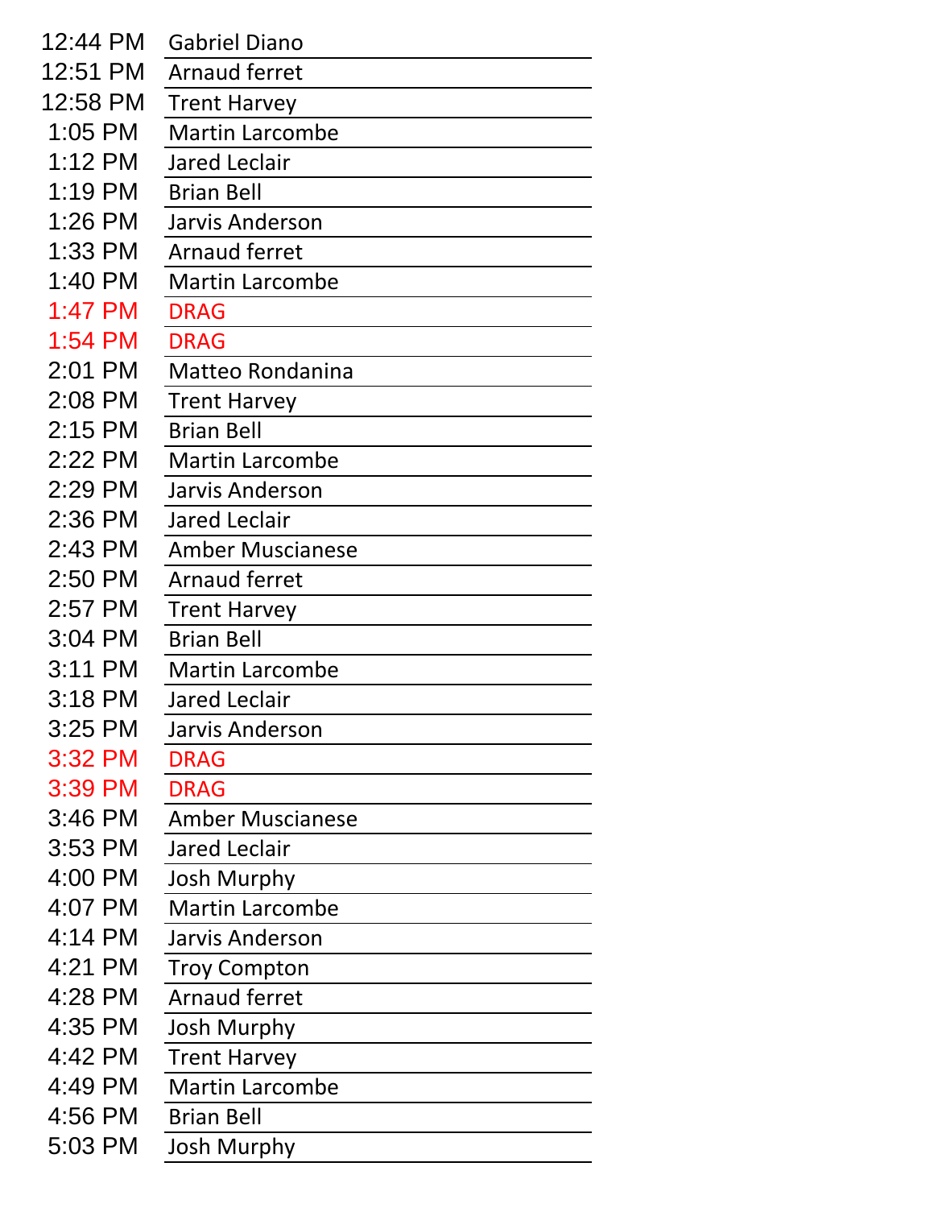| | |
|---|---|
| 12:44 PM | Gabriel Diano |
| 12:51 PM | Arnaud ferret |
| 12:58 PM | Trent Harvey |
| 1:05 PM | Martin Larcombe |
| 1:12 PM | Jared Leclair |
| 1:19 PM | Brian Bell |
| 1:26 PM | Jarvis Anderson |
| 1:33 PM | Arnaud ferret |
| 1:40 PM | Martin Larcombe |
| 1:47 PM | DRAG |
| 1:54 PM | DRAG |
| 2:01 PM | Matteo Rondanina |
| 2:08 PM | Trent Harvey |
| 2:15 PM | Brian Bell |
| 2:22 PM | Martin Larcombe |
| 2:29 PM | Jarvis Anderson |
| 2:36 PM | Jared Leclair |
| 2:43 PM | Amber Muscianese |
| 2:50 PM | Arnaud ferret |
| 2:57 PM | Trent Harvey |
| 3:04 PM | Brian Bell |
| 3:11 PM | Martin Larcombe |
| 3:18 PM | Jared Leclair |
| 3:25 PM | Jarvis Anderson |
| 3:32 PM | DRAG |
| 3:39 PM | DRAG |
| 3:46 PM | Amber Muscianese |
| 3:53 PM | Jared Leclair |
| 4:00 PM | Josh Murphy |
| 4:07 PM | Martin Larcombe |
| 4:14 PM | Jarvis Anderson |
| 4:21 PM | Troy Compton |
| 4:28 PM | Arnaud ferret |
| 4:35 PM | Josh Murphy |
| 4:42 PM | Trent Harvey |
| 4:49 PM | Martin Larcombe |
| 4:56 PM | Brian Bell |
| 5:03 PM | Josh Murphy |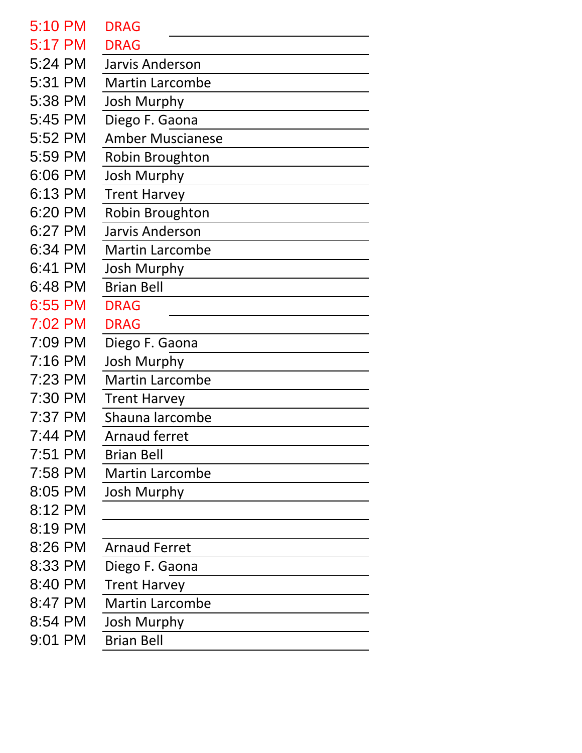| | |
|---|---|
| 5:10 PM | DRAG |
| 5:17 PM | DRAG |
| 5:24 PM | Jarvis Anderson |
| 5:31 PM | Martin Larcombe |
| 5:38 PM | Josh Murphy |
| 5:45 PM | Diego F. Gaona |
| 5:52 PM | Amber Muscianese |
| 5:59 PM | Robin Broughton |
| 6:06 PM | Josh Murphy |
| 6:13 PM | Trent Harvey |
| 6:20 PM | Robin Broughton |
| 6:27 PM | Jarvis Anderson |
| 6:34 PM | Martin Larcombe |
| 6:41 PM | Josh Murphy |
| 6:48 PM | Brian Bell |
| 6:55 PM | DRAG |
| 7:02 PM | DRAG |
| 7:09 PM | Diego F. Gaona |
| 7:16 PM | Josh Murphy |
| 7:23 PM | Martin Larcombe |
| 7:30 PM | Trent Harvey |
| 7:37 PM | Shauna larcombe |
| 7:44 PM | Arnaud ferret |
| 7:51 PM | Brian Bell |
| 7:58 PM | Martin Larcombe |
| 8:05 PM | Josh Murphy |
| 8:12 PM | |
| 8:19 PM | |
| 8:26 PM | Arnaud Ferret |
| 8:33 PM | Diego F. Gaona |
| 8:40 PM | Trent Harvey |
| 8:47 PM | Martin Larcombe |
| 8:54 PM | Josh Murphy |
| 9:01 PM | Brian Bell |